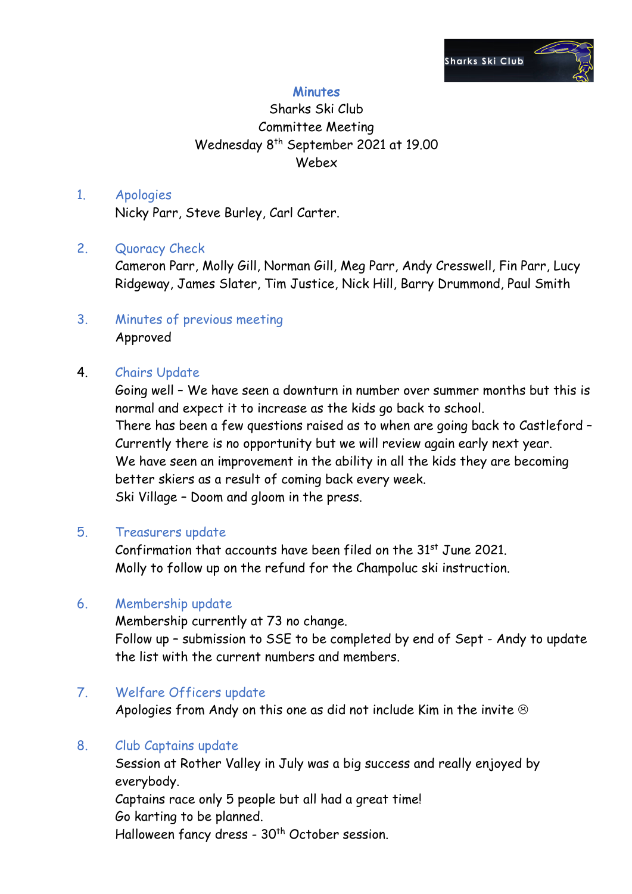# Minutes

Sharks Ski Club
Committee Meeting
Wednesday 8th September 2021 at 19.00
Webex

1. **Apologies**
   Nicky Parr, Steve Burley, Carl Carter.

2. **Quoracy Check**
   Cameron Parr, Molly Gill, Norman Gill, Meg Parr, Andy Cresswell, Fin Parr, Lucy Ridgeway, James Slater, Tim Justice, Nick Hill, Barry Drummond, Paul Smith

3. **Minutes of previous meeting**
   Approved

4. **Chairs Update**
   Going well – We have seen a downturn in number over summer months but this is normal and expect it to increase as the kids go back to school.
   There has been a few questions raised as to when are going back to Castleford – Currently there is no opportunity but we will review again early next year.
   We have seen an improvement in the ability in all the kids they are becoming better skiers as a result of coming back every week.
   Ski Village – Doom and gloom in the press.

5. **Treasurers update**
   Confirmation that accounts have been filed on the 31st June 2021.
   Molly to follow up on the refund for the Champoluc ski instruction.

6. **Membership update**
   Membership currently at 73 no change.
   Follow up – submission to SSE to be completed by end of Sept - Andy to update the list with the current numbers and members.

7. **Welfare Officers update**
   Apologies from Andy on this one as did not include Kim in the invite ☹

8. **Club Captains update**
   Session at Rother Valley in July was a big success and really enjoyed by everybody.
   Captains race only 5 people but all had a great time!
   Go karting to be planned.
   Halloween fancy dress - 30th October session.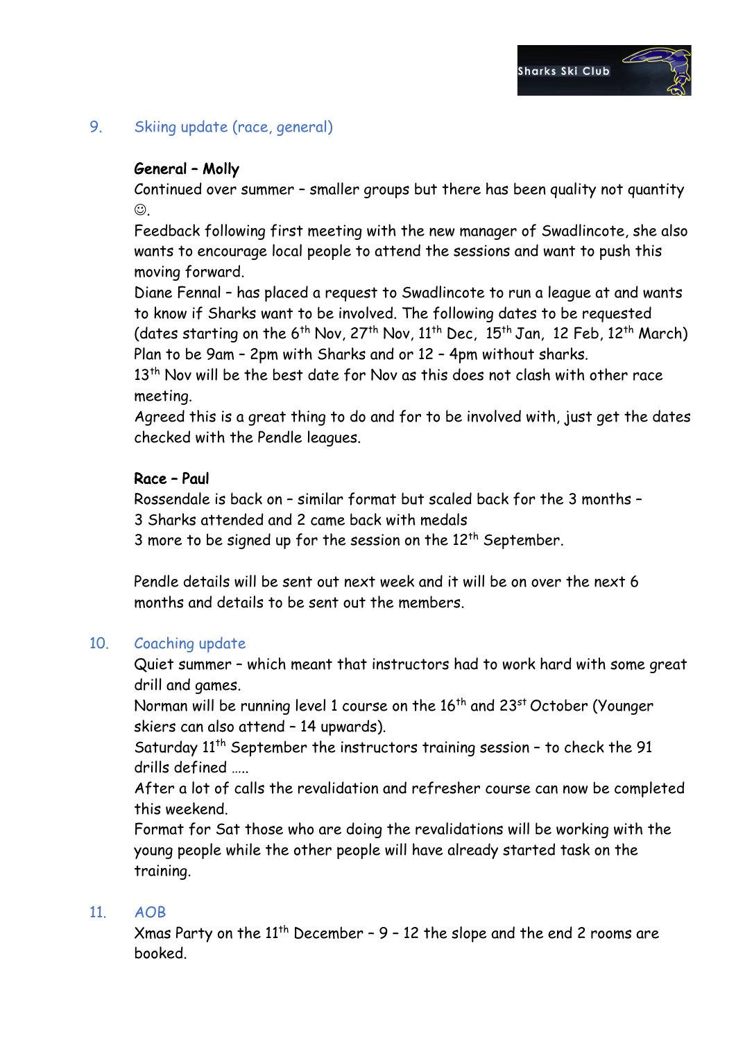## 9. Skiing update (race, general)

**General – Molly**

Continued over summer – smaller groups but there has been quality not quantity ☺.

Feedback following first meeting with the new manager of Swadlincote, she also wants to encourage local people to attend the sessions and want to push this moving forward.

Diane Fennal – has placed a request to Swadlincote to run a league at and wants to know if Sharks want to be involved. The following dates to be requested (dates starting on the 6th Nov, 27th Nov, 11th Dec, 15th Jan, 12 Feb, 12th March) Plan to be 9am – 2pm with Sharks and or 12 – 4pm without sharks.

13th Nov will be the best date for Nov as this does not clash with other race meeting.

Agreed this is a great thing to do and for to be involved with, just get the dates checked with the Pendle leagues.

**Race – Paul**

Rossendale is back on – similar format but scaled back for the 3 months –
3 Sharks attended and 2 came back with medals
3 more to be signed up for the session on the 12th September.

Pendle details will be sent out next week and it will be on over the next 6 months and details to be sent out the members.

## 10. Coaching update

Quiet summer – which meant that instructors had to work hard with some great drill and games.

Norman will be running level 1 course on the 16th and 23rd October (Younger skiers can also attend – 14 upwards).

Saturday 11th September the instructors training session – to check the 91 drills defined .....

After a lot of calls the revalidation and refresher course can now be completed this weekend.

Format for Sat those who are doing the revalidations will be working with the young people while the other people will have already started task on the training.

## 11. AOB

Xmas Party on the 11th December – 9 – 12 the slope and the end 2 rooms are booked.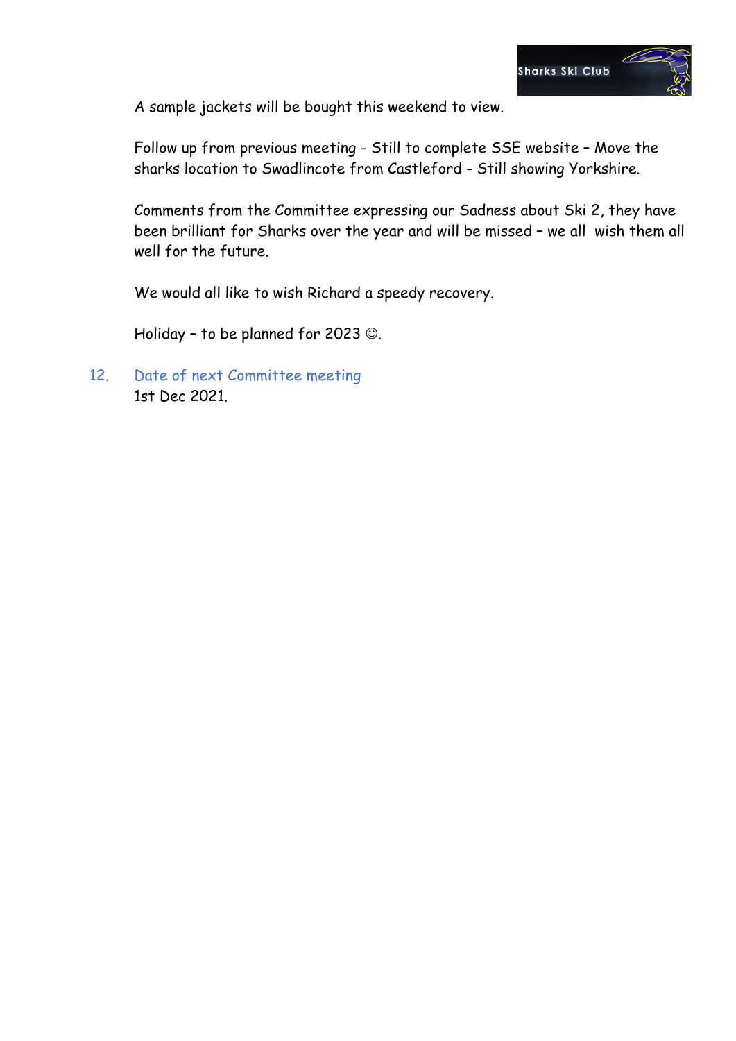A sample jackets will be bought this weekend to view.

Follow up from previous meeting - Still to complete SSE website – Move the sharks location to Swadlincote from Castleford - Still showing Yorkshire.

Comments from the Committee expressing our Sadness about Ski 2, they have been brilliant for Sharks over the year and will be missed – we all wish them all well for the future.

We would all like to wish Richard a speedy recovery.

Holiday – to be planned for 2023 ☺.

## 12. Date of next Committee meeting

1st Dec 2021.